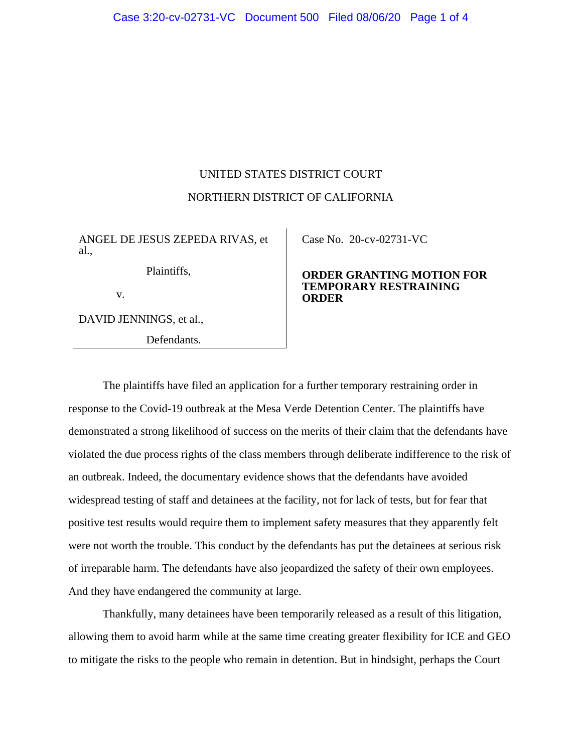UNITED STATES DISTRICT COURT

NORTHERN DISTRICT OF CALIFORNIA

ANGEL DE JESUS ZEPEDA RIVAS, et al.,

Plaintiffs,

v.

DAVID JENNINGS, et al.,

Defendants.

Case No. 20-cv-02731-VC

**ORDER GRANTING MOTION FOR TEMPORARY RESTRAINING ORDER**

The plaintiffs have filed an application for a further temporary restraining order in response to the Covid-19 outbreak at the Mesa Verde Detention Center. The plaintiffs have demonstrated a strong likelihood of success on the merits of their claim that the defendants have violated the due process rights of the class members through deliberate indifference to the risk of an outbreak. Indeed, the documentary evidence shows that the defendants have avoided widespread testing of staff and detainees at the facility, not for lack of tests, but for fear that positive test results would require them to implement safety measures that they apparently felt were not worth the trouble. This conduct by the defendants has put the detainees at serious risk of irreparable harm. The defendants have also jeopardized the safety of their own employees. And they have endangered the community at large.

Thankfully, many detainees have been temporarily released as a result of this litigation, allowing them to avoid harm while at the same time creating greater flexibility for ICE and GEO to mitigate the risks to the people who remain in detention. But in hindsight, perhaps the Court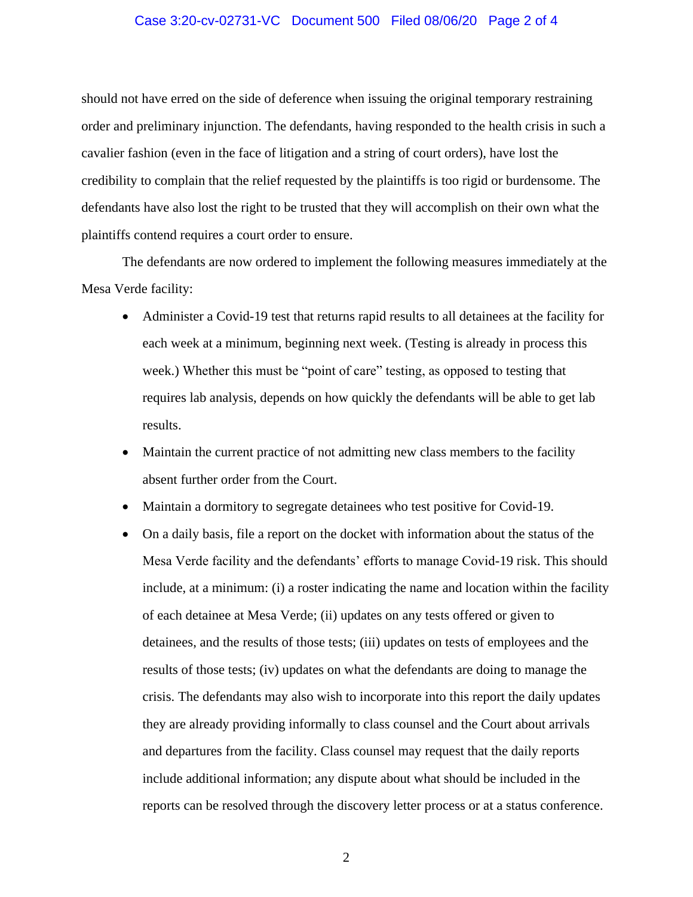should not have erred on the side of deference when issuing the original temporary restraining order and preliminary injunction. The defendants, having responded to the health crisis in such a cavalier fashion (even in the face of litigation and a string of court orders), have lost the credibility to complain that the relief requested by the plaintiffs is too rigid or burdensome. The defendants have also lost the right to be trusted that they will accomplish on their own what the plaintiffs contend requires a court order to ensure.

The defendants are now ordered to implement the following measures immediately at the Mesa Verde facility:

- Administer a Covid-19 test that returns rapid results to all detainees at the facility for each week at a minimum, beginning next week. (Testing is already in process this week.) Whether this must be "point of care" testing, as opposed to testing that requires lab analysis, depends on how quickly the defendants will be able to get lab results.
- Maintain the current practice of not admitting new class members to the facility absent further order from the Court.
- Maintain a dormitory to segregate detainees who test positive for Covid-19.
- On a daily basis, file a report on the docket with information about the status of the Mesa Verde facility and the defendants' efforts to manage Covid-19 risk. This should include, at a minimum: (i) a roster indicating the name and location within the facility of each detainee at Mesa Verde; (ii) updates on any tests offered or given to detainees, and the results of those tests; (iii) updates on tests of employees and the results of those tests; (iv) updates on what the defendants are doing to manage the crisis. The defendants may also wish to incorporate into this report the daily updates they are already providing informally to class counsel and the Court about arrivals and departures from the facility. Class counsel may request that the daily reports include additional information; any dispute about what should be included in the reports can be resolved through the discovery letter process or at a status conference.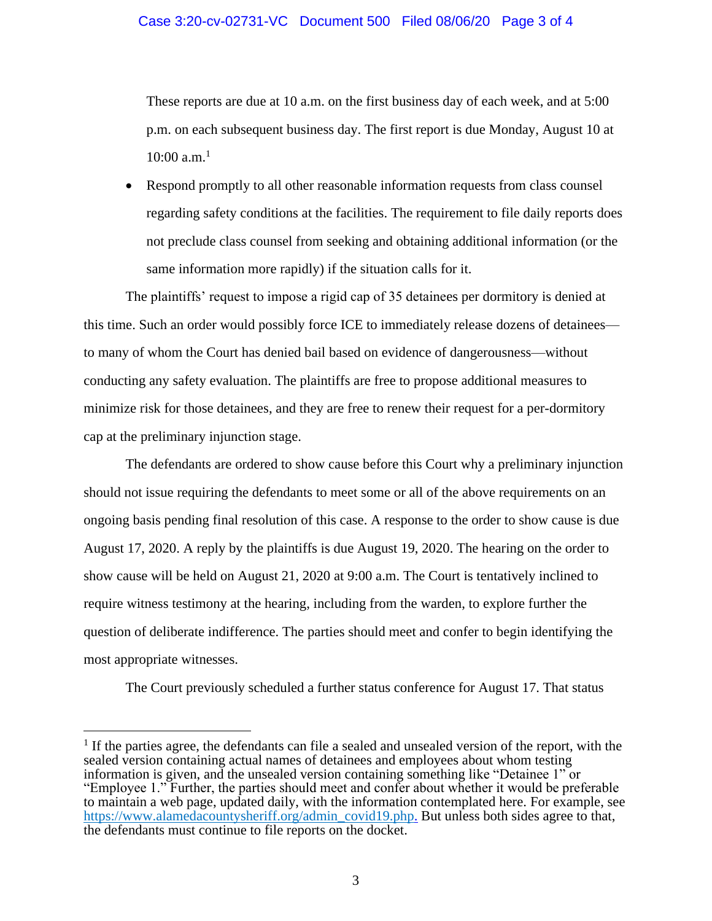These reports are due at 10 a.m. on the first business day of each week, and at 5:00 p.m. on each subsequent business day. The first report is due Monday, August 10 at 10:00 a.m.[1]

- Respond promptly to all other reasonable information requests from class counsel regarding safety conditions at the facilities. The requirement to file daily reports does not preclude class counsel from seeking and obtaining additional information (or the same information more rapidly) if the situation calls for it.

The plaintiffs' request to impose a rigid cap of 35 detainees per dormitory is denied at this time. Such an order would possibly force ICE to immediately release dozens of detainees—to many of whom the Court has denied bail based on evidence of dangerousness—without conducting any safety evaluation. The plaintiffs are free to propose additional measures to minimize risk for those detainees, and they are free to renew their request for a per-dormitory cap at the preliminary injunction stage.

The defendants are ordered to show cause before this Court why a preliminary injunction should not issue requiring the defendants to meet some or all of the above requirements on an ongoing basis pending final resolution of this case. A response to the order to show cause is due August 17, 2020. A reply by the plaintiffs is due August 19, 2020. The hearing on the order to show cause will be held on August 21, 2020 at 9:00 a.m. The Court is tentatively inclined to require witness testimony at the hearing, including from the warden, to explore further the question of deliberate indifference. The parties should meet and confer to begin identifying the most appropriate witnesses.

The Court previously scheduled a further status conference for August 17. That status

---

[1] If the parties agree, the defendants can file a sealed and unsealed version of the report, with the sealed version containing actual names of detainees and employees about whom testing information is given, and the unsealed version containing something like "Detainee 1" or "Employee 1." Further, the parties should meet and confer about whether it would be preferable to maintain a web page, updated daily, with the information contemplated here. For example, see https://www.alamedacountysheriff.org/admin_covid19.php. But unless both sides agree to that, the defendants must continue to file reports on the docket.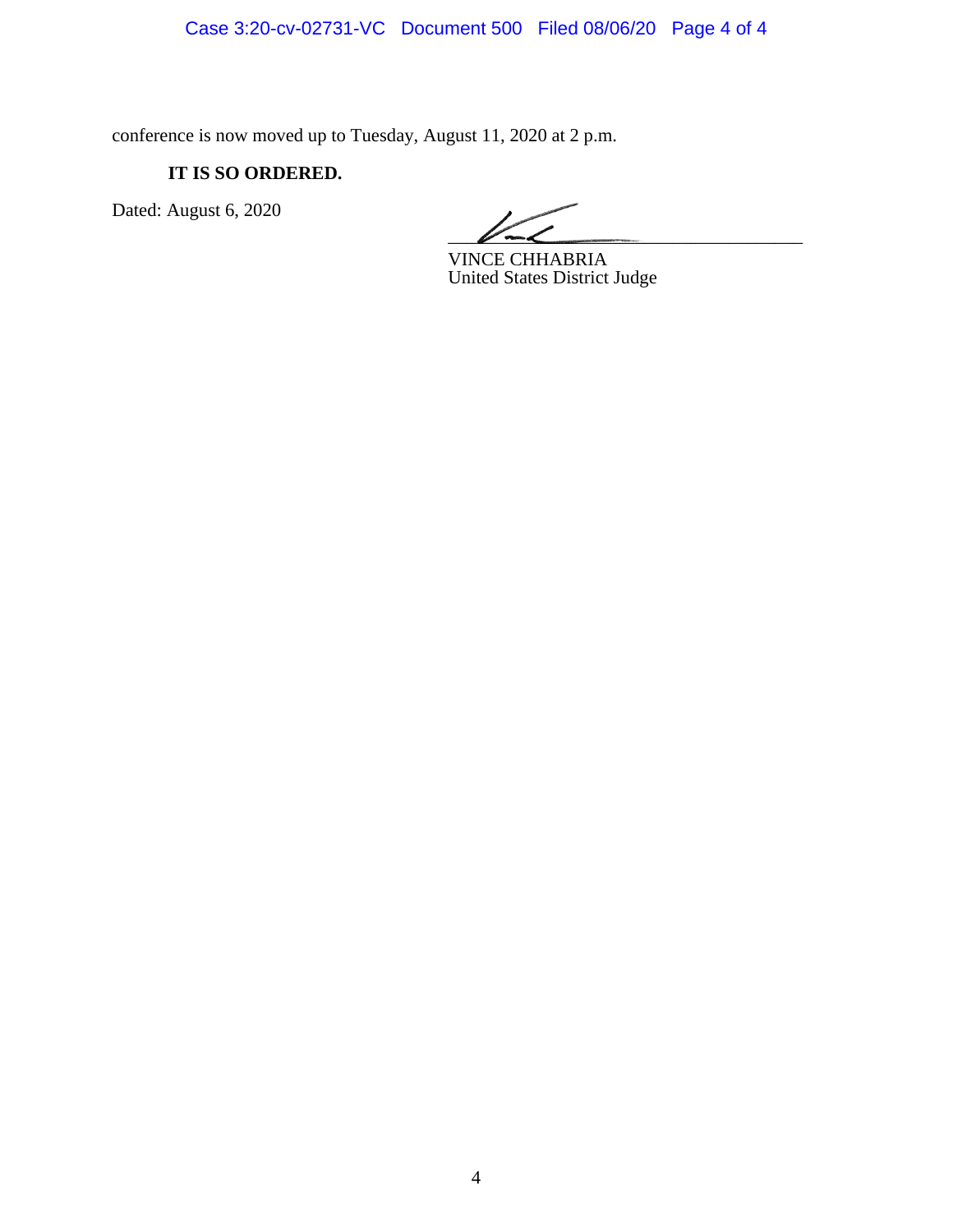conference is now moved up to Tuesday, August 11, 2020 at 2 p.m.

**IT IS SO ORDERED.**

Dated: August 6, 2020

VINCE CHHABRIA
United States District Judge